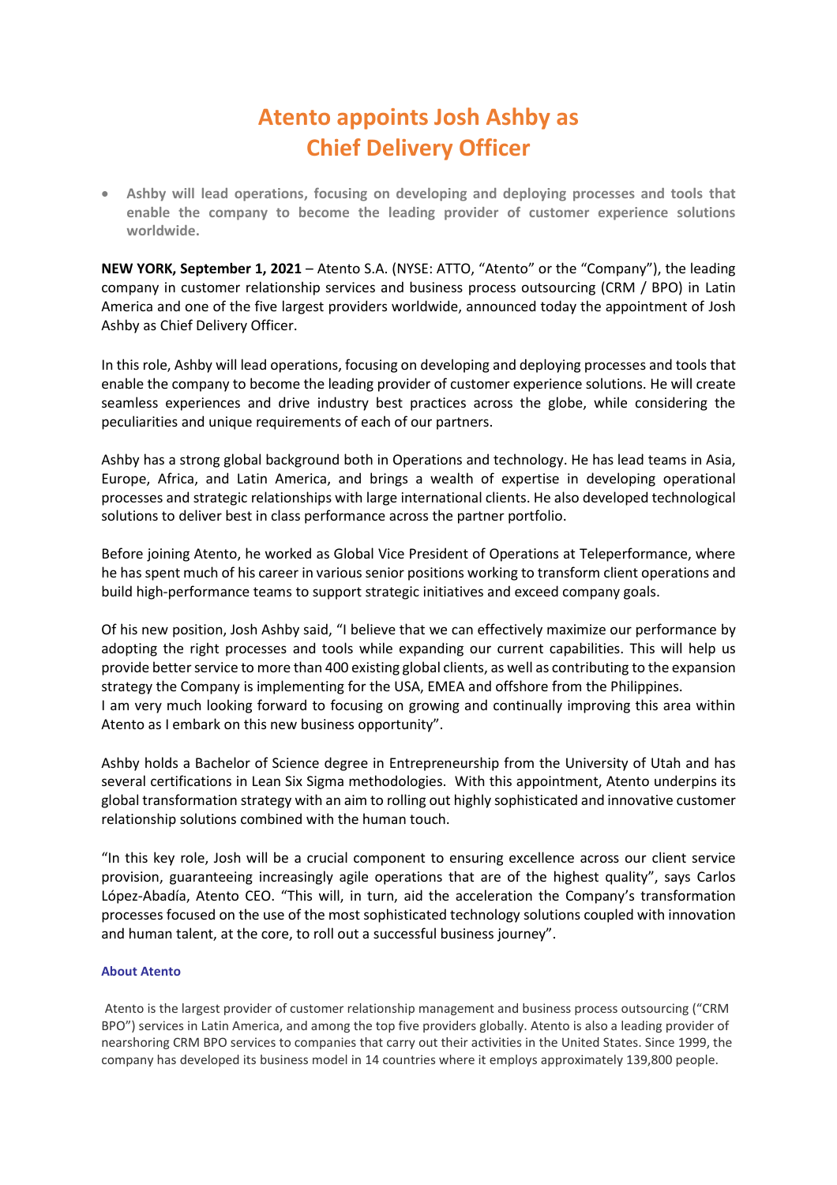# Atento appoints Josh Ashby as Chief Delivery Officer

- **Ashby will lead operations, focusing on developing and deploying processes and tools that enable the company to become the leading provider of customer experience solutions worldwide.**

**NEW YORK, September 1, 2021** – Atento S.A. (NYSE: ATTO, "Atento" or the "Company"), the leading company in customer relationship services and business process outsourcing (CRM / BPO) in Latin America and one of the five largest providers worldwide, announced today the appointment of Josh Ashby as Chief Delivery Officer.

In this role, Ashby will lead operations, focusing on developing and deploying processes and tools that enable the company to become the leading provider of customer experience solutions. He will create seamless experiences and drive industry best practices across the globe, while considering the peculiarities and unique requirements of each of our partners.

Ashby has a strong global background both in Operations and technology. He has lead teams in Asia, Europe, Africa, and Latin America, and brings a wealth of expertise in developing operational processes and strategic relationships with large international clients. He also developed technological solutions to deliver best in class performance across the partner portfolio.

Before joining Atento, he worked as Global Vice President of Operations at Teleperformance, where he has spent much of his career in various senior positions working to transform client operations and build high-performance teams to support strategic initiatives and exceed company goals.

Of his new position, Josh Ashby said, "I believe that we can effectively maximize our performance by adopting the right processes and tools while expanding our current capabilities. This will help us provide better service to more than 400 existing global clients, as well as contributing to the expansion strategy the Company is implementing for the USA, EMEA and offshore from the Philippines.
I am very much looking forward to focusing on growing and continually improving this area within Atento as I embark on this new business opportunity".

Ashby holds a Bachelor of Science degree in Entrepreneurship from the University of Utah and has several certifications in Lean Six Sigma methodologies. With this appointment, Atento underpins its global transformation strategy with an aim to rolling out highly sophisticated and innovative customer relationship solutions combined with the human touch.

"In this key role, Josh will be a crucial component to ensuring excellence across our client service provision, guaranteeing increasingly agile operations that are of the highest quality", says Carlos López-Abadía, Atento CEO. "This will, in turn, aid the acceleration the Company's transformation processes focused on the use of the most sophisticated technology solutions coupled with innovation and human talent, at the core, to roll out a successful business journey".

#### About Atento

Atento is the largest provider of customer relationship management and business process outsourcing ("CRM BPO") services in Latin America, and among the top five providers globally. Atento is also a leading provider of nearshoring CRM BPO services to companies that carry out their activities in the United States. Since 1999, the company has developed its business model in 14 countries where it employs approximately 139,800 people.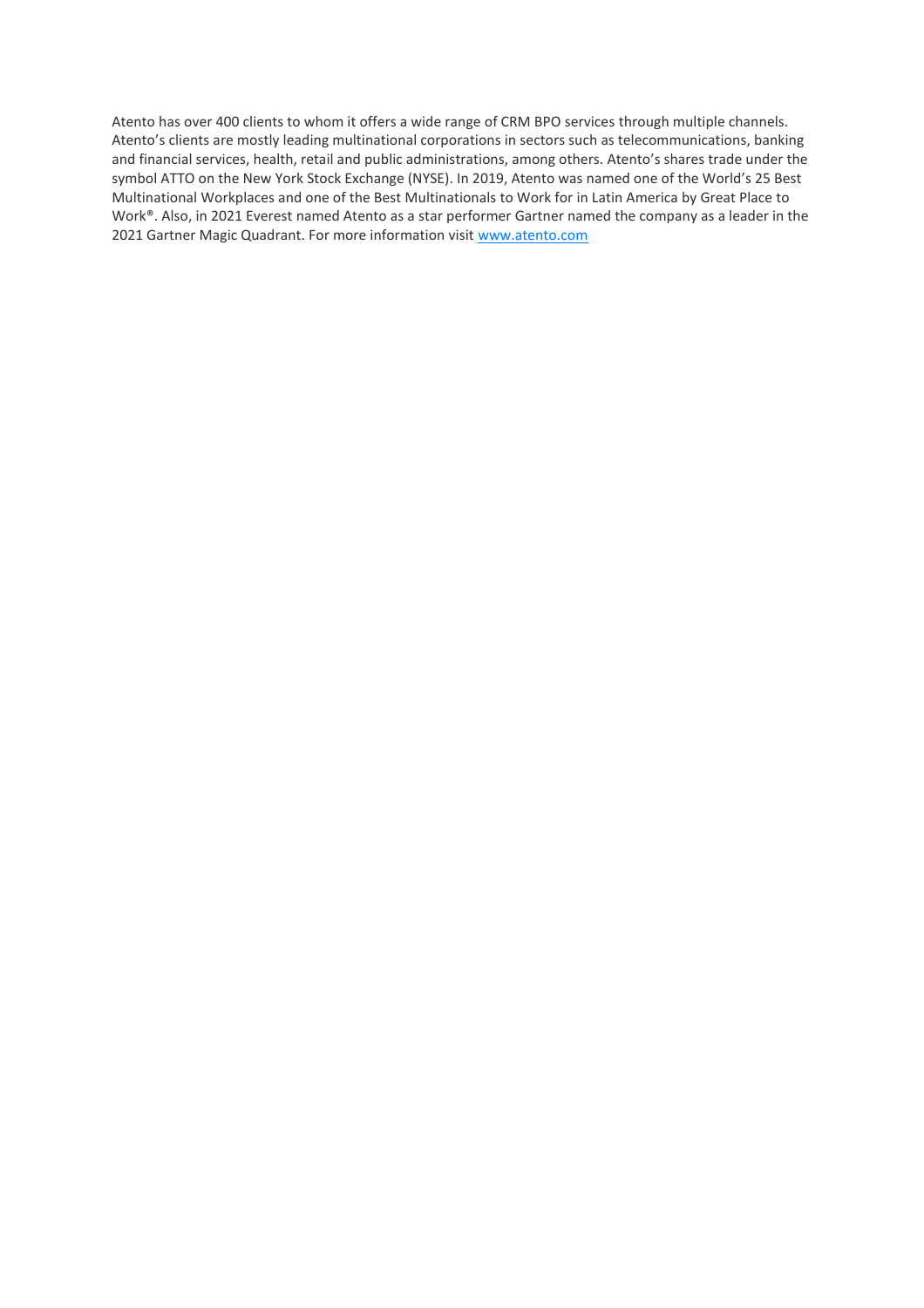Atento has over 400 clients to whom it offers a wide range of CRM BPO services through multiple channels. Atento's clients are mostly leading multinational corporations in sectors such as telecommunications, banking and financial services, health, retail and public administrations, among others. Atento's shares trade under the symbol ATTO on the New York Stock Exchange (NYSE). In 2019, Atento was named one of the World's 25 Best Multinational Workplaces and one of the Best Multinationals to Work for in Latin America by Great Place to Work®. Also, in 2021 Everest named Atento as a star performer Gartner named the company as a leader in the 2021 Gartner Magic Quadrant. For more information visit [www.atento.com](http://www.atento.com)